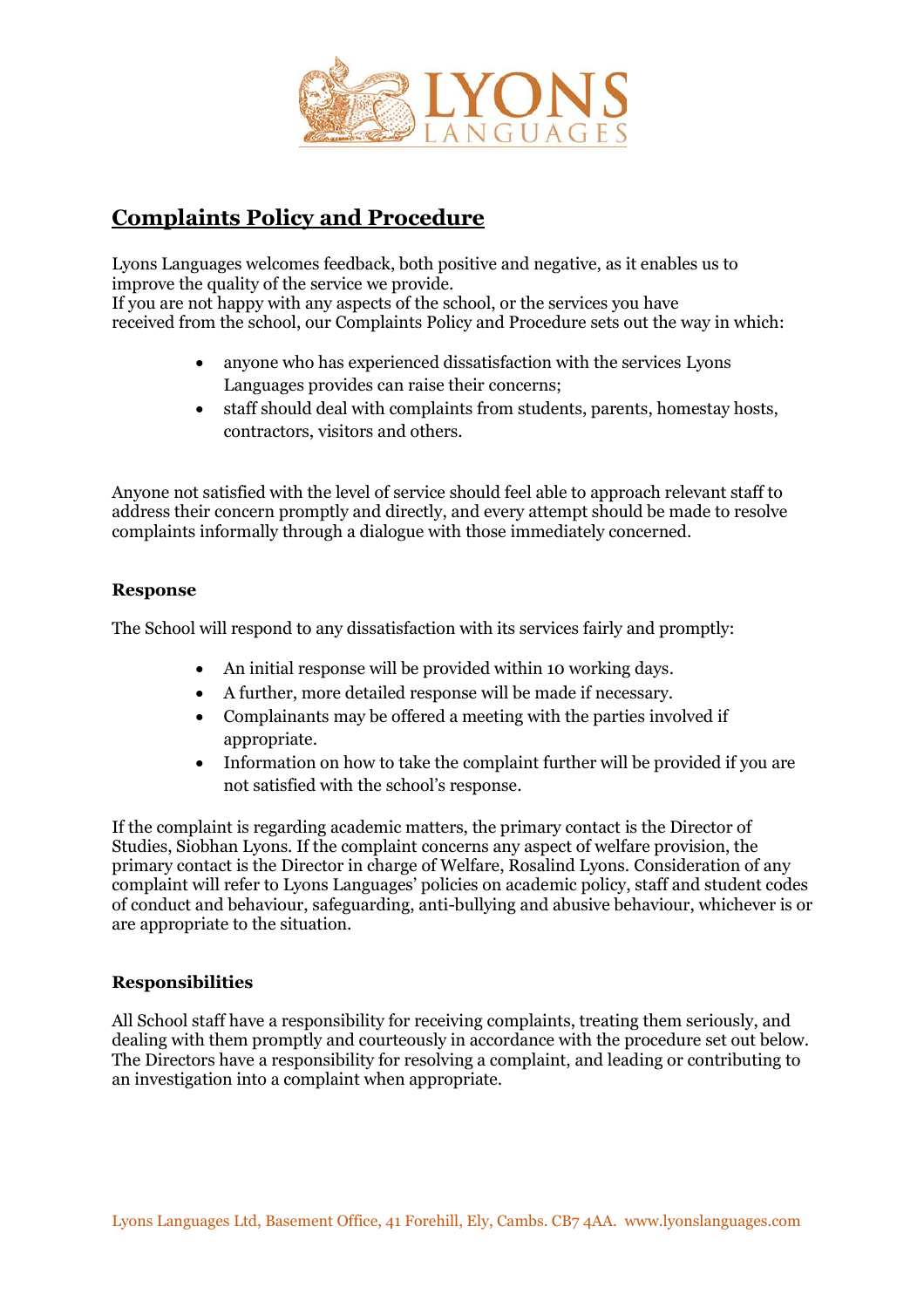# Complaints Policy and Procedure

Lyons Languages welcomes feedback, both positive and negative, as it enables us to improve the quality of the service we provide.
If you are not happy with any aspects of the school, or the services you have received from the school, our Complaints Policy and Procedure sets out the way in which:

- anyone who has experienced dissatisfaction with the services Lyons Languages provides can raise their concerns;
- staff should deal with complaints from students, parents, homestay hosts, contractors, visitors and others.

Anyone not satisfied with the level of service should feel able to approach relevant staff to address their concern promptly and directly, and every attempt should be made to resolve complaints informally through a dialogue with those immediately concerned.

### Response

The School will respond to any dissatisfaction with its services fairly and promptly:

- An initial response will be provided within 10 working days.
- A further, more detailed response will be made if necessary.
- Complainants may be offered a meeting with the parties involved if appropriate.
- Information on how to take the complaint further will be provided if you are not satisfied with the school's response.

If the complaint is regarding academic matters, the primary contact is the Director of Studies, Siobhan Lyons. If the complaint concerns any aspect of welfare provision, the primary contact is the Director in charge of Welfare, Rosalind Lyons. Consideration of any complaint will refer to Lyons Languages' policies on academic policy, staff and student codes of conduct and behaviour, safeguarding, anti-bullying and abusive behaviour, whichever is or are appropriate to the situation.

### Responsibilities

All School staff have a responsibility for receiving complaints, treating them seriously, and dealing with them promptly and courteously in accordance with the procedure set out below. The Directors have a responsibility for resolving a complaint, and leading or contributing to an investigation into a complaint when appropriate.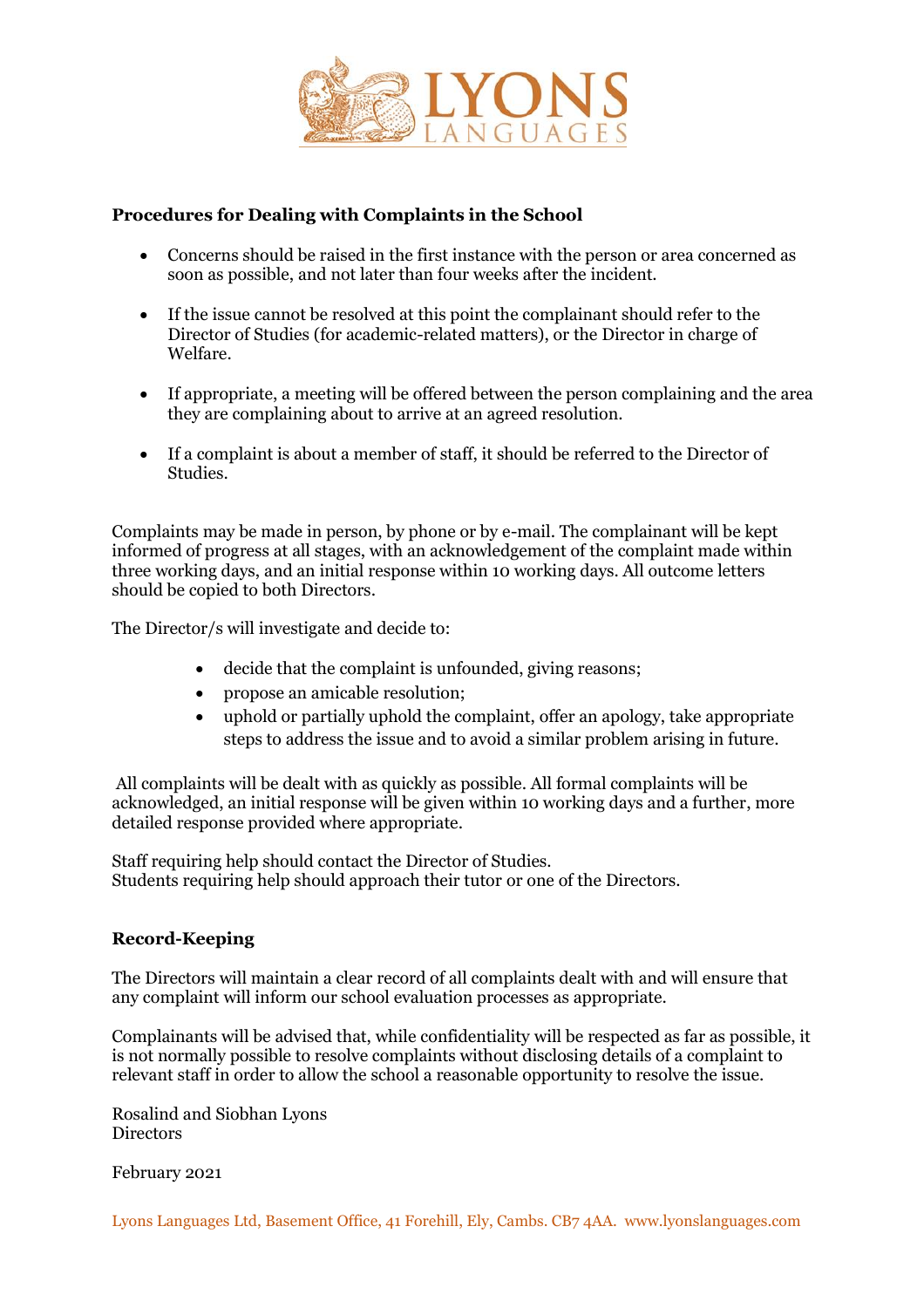# LYONS LANGUAGES

## Procedures for Dealing with Complaints in the School

- Concerns should be raised in the first instance with the person or area concerned as soon as possible, and not later than four weeks after the incident.
- If the issue cannot be resolved at this point the complainant should refer to the Director of Studies (for academic-related matters), or the Director in charge of Welfare.
- If appropriate, a meeting will be offered between the person complaining and the area they are complaining about to arrive at an agreed resolution.
- If a complaint is about a member of staff, it should be referred to the Director of Studies.

Complaints may be made in person, by phone or by e-mail. The complainant will be kept informed of progress at all stages, with an acknowledgement of the complaint made within three working days, and an initial response within 10 working days. All outcome letters should be copied to both Directors.

The Director/s will investigate and decide to:

- decide that the complaint is unfounded, giving reasons;
- propose an amicable resolution;
- uphold or partially uphold the complaint, offer an apology, take appropriate steps to address the issue and to avoid a similar problem arising in future.

All complaints will be dealt with as quickly as possible. All formal complaints will be acknowledged, an initial response will be given within 10 working days and a further, more detailed response provided where appropriate.

Staff requiring help should contact the Director of Studies.
Students requiring help should approach their tutor or one of the Directors.

## Record-Keeping

The Directors will maintain a clear record of all complaints dealt with and will ensure that any complaint will inform our school evaluation processes as appropriate.

Complainants will be advised that, while confidentiality will be respected as far as possible, it is not normally possible to resolve complaints without disclosing details of a complaint to relevant staff in order to allow the school a reasonable opportunity to resolve the issue.

Rosalind and Siobhan Lyons
Directors

February 2021

Lyons Languages Ltd, Basement Office, 41 Forehill, Ely, Cambs. CB7 4AA. www.lyonslanguages.com